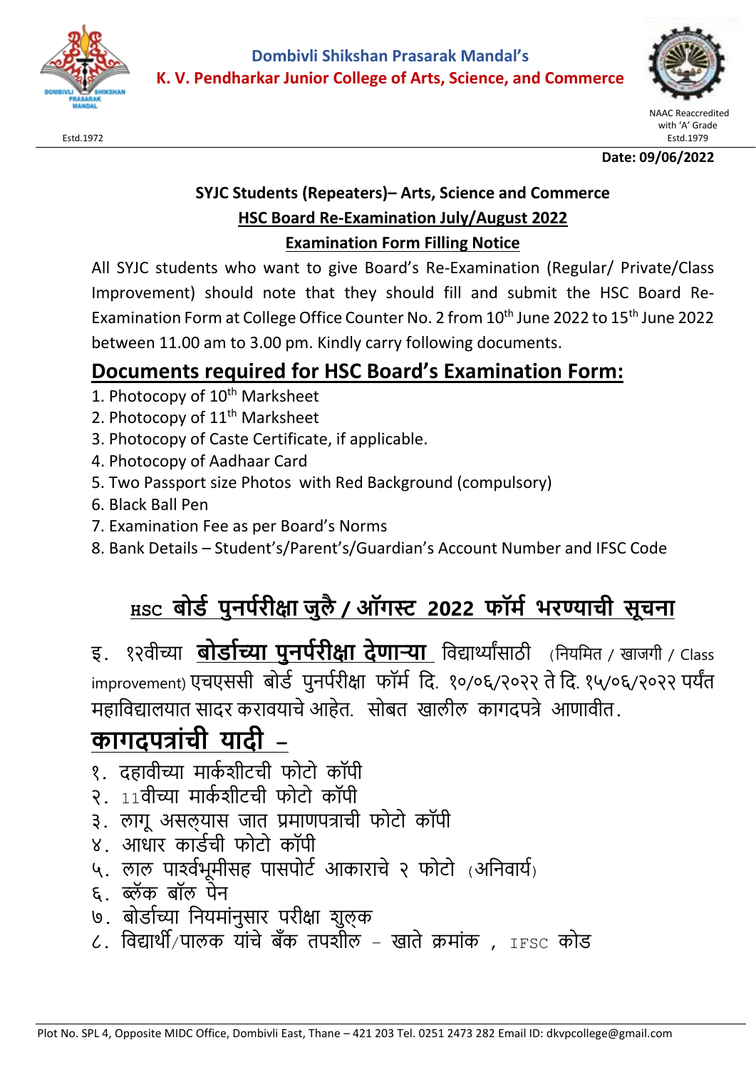Dombivli Shikshan Prasarak Mandal's

**K. V. Pendharkar Junior College of Arts, Science, and Commerce**

Estd.1972

NAAC Reaccredited with 'A' Grade
Estd.1979

**Date: 09/06/2022**

**SYJC Students (Repeaters)– Arts, Science and Commerce**

**HSC Board Re-Examination July/August 2022**

**Examination Form Filling Notice**

All SYJC students who want to give Board's Re-Examination (Regular/ Private/Class Improvement) should note that they should fill and submit the HSC Board Re-Examination Form at College Office Counter No. 2 from 10th June 2022 to 15th June 2022 between 11.00 am to 3.00 pm. Kindly carry following documents.

## Documents required for HSC Board's Examination Form:

1. Photocopy of 10th Marksheet
2. Photocopy of 11th Marksheet
3. Photocopy of Caste Certificate, if applicable.
4. Photocopy of Aadhaar Card
5. Two Passport size Photos with Red Background (compulsory)
6. Black Ball Pen
7. Examination Fee as per Board's Norms
8. Bank Details – Student's/Parent's/Guardian's Account Number and IFSC Code

## HSC बोर्ड पुनर्परीक्षा जुलै / ऑगस्ट 2022 फॉर्म भरण्याची सूचना

इ. १२वीच्या **बोर्डाच्या पुनर्परीक्षा देणाऱ्या** विद्यार्थ्यांसाठी (नियमित / खाजगी / Class improvement) एचएससी बोर्ड पुनर्परीक्षा फॉर्म दि. १०/०६/२०२२ ते दि. १५/०६/२०२२ पर्यंत महाविद्यालयात सादर करावयाचे आहेत. सोबत खालील कागदपत्रे आणावीत.

## कागदपत्रांची यादी –

१. दहावीच्या मार्कशीटची फोटो कॉपी
२. 11वीच्या मार्कशीटची फोटो कॉपी
३. लागू असल्यास जात प्रमाणपत्राची फोटो कॉपी
४. आधार कार्डची फोटो कॉपी
५. लाल पार्श्वभूमीसह पासपोर्ट आकाराचे २ फोटो (अनिवार्य)
६. ब्लॅक बॉल पेन
७. बोर्डाच्या नियमांनुसार परीक्षा शुल्क
८. विद्यार्थी/पालक यांचे बँक तपशील – खाते क्रमांक , IFSC कोड

Plot No. SPL 4, Opposite MIDC Office, Dombivli East, Thane – 421 203 Tel. 0251 2473 282 Email ID: dkvpcollege@gmail.com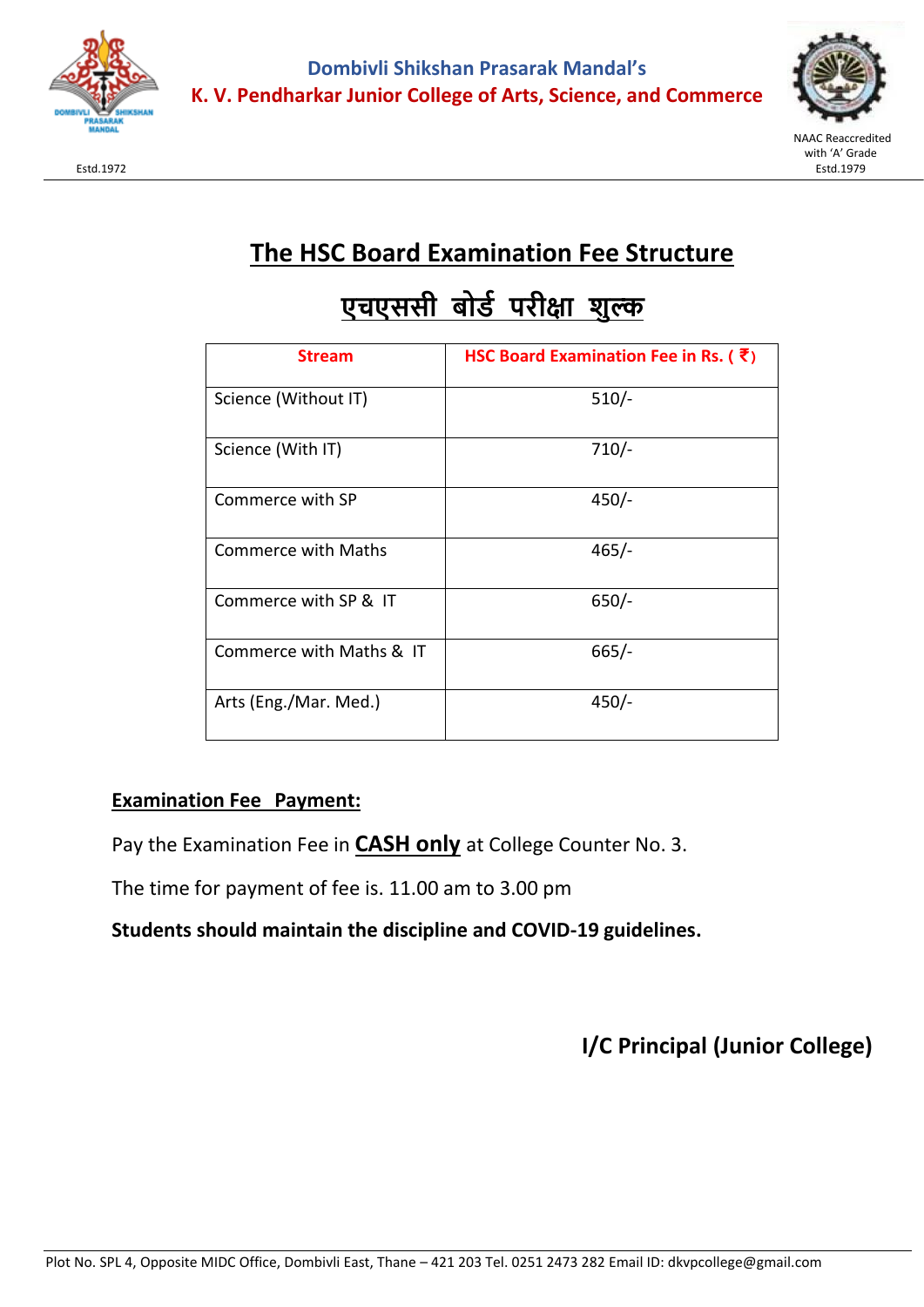Dombivli Shikshan Prasarak Mandal's

**K. V. Pendharkar Junior College of Arts, Science, and Commerce**

Estd.1972

NAAC Reaccredited with 'A' Grade
Estd.1979

# The HSC Board Examination Fee Structure

# एचएससी बोर्ड परीक्षा शुल्क

| Stream | HSC Board Examination Fee in Rs. ( ₹) |
|---|---|
| Science (Without IT) | 510/- |
| Science (With IT) | 710/- |
| Commerce with SP | 450/- |
| Commerce with Maths | 465/- |
| Commerce with SP & IT | 650/- |
| Commerce with Maths & IT | 665/- |
| Arts (Eng./Mar. Med.) | 450/- |

**Examination Fee Payment:**

Pay the Examination Fee in **CASH only** at College Counter No. 3.

The time for payment of fee is. 11.00 am to 3.00 pm

**Students should maintain the discipline and COVID-19 guidelines.**

**I/C Principal (Junior College)**

Plot No. SPL 4, Opposite MIDC Office, Dombivli East, Thane – 421 203 Tel. 0251 2473 282 Email ID: dkvpcollege@gmail.com